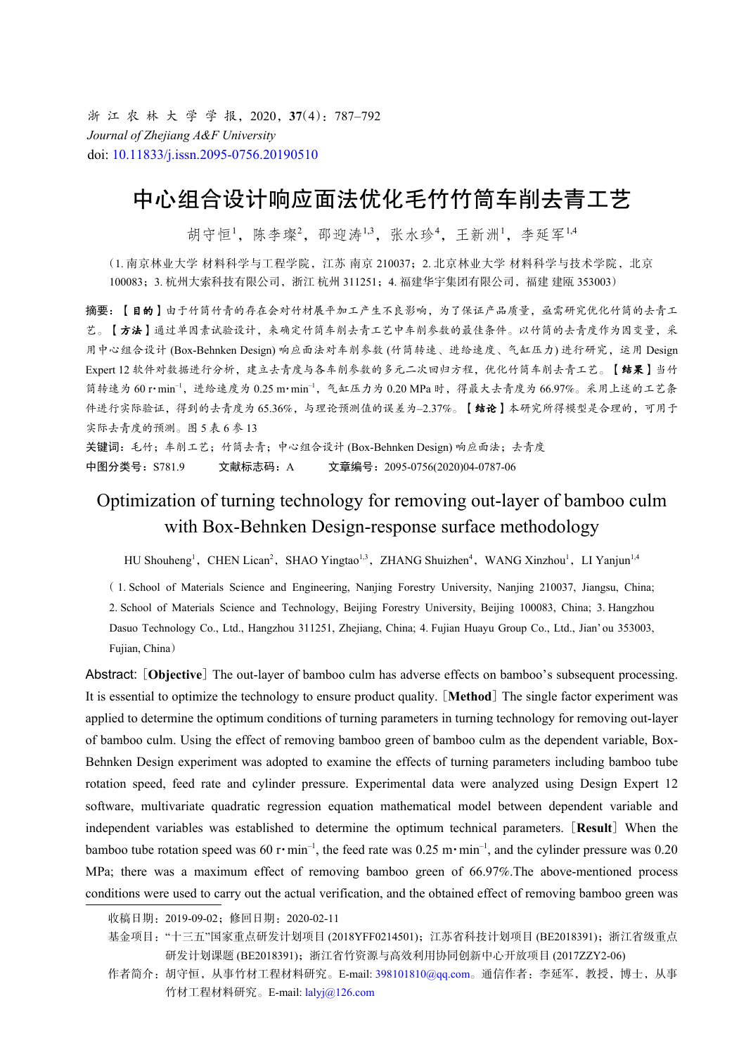浙 江 农 林 大 学 学 报，2020，**37**(4)：787–792

*Journal of Zhejiang A&F University*

doi: 10.11833/j.issn.2095-0756.20190510

# 中心组合设计响应面法优化毛竹竹筒车削去青工艺

胡守恒[1]，陈李璨[2]，邵迎涛[1,3]，张水珍[4]，王新洲[1]，李延军[1,4]

（1. 南京林业大学 材料科学与工程学院，江苏 南京 210037；2. 北京林业大学 材料科学与技术学院，北京 100083；3. 杭州大索科技有限公司，浙江 杭州 311251；4. 福建华宇集团有限公司，福建 建瓯 353003）

**摘要**：【**目的**】由于竹筒竹青的存在会对竹材展平加工产生不良影响，为了保证产品质量，亟需研究优化竹筒的去青工艺。【**方法**】通过单因素试验设计，来确定竹筒车削去青工艺中车削参数的最佳条件。以竹筒的去青度作为因变量，采用中心组合设计 (Box-Behnken Design) 响应面法对车削参数 (竹筒转速、进给速度、气缸压力) 进行研究，运用 Design Expert 12 软件对数据进行分析，建立去青度与各车削参数的多元二次回归方程，优化竹筒车削去青工艺。【**结果**】当竹筒转速为 60 r·min$^{-1}$，进给速度为 0.25 m·min$^{-1}$，气缸压力为 0.20 MPa 时，得最大去青度为 66.97%。采用上述的工艺条件进行实际验证，得到的去青度为 65.36%，与理论预测值的误差为–2.37%。【**结论**】本研究所得模型是合理的，可用于实际去青度的预测。图 5 表 6 参 13

**关键词**：毛竹；车削工艺；竹筒去青；中心组合设计 (Box-Behnken Design) 响应面法；去青度

**中图分类号**：S781.9　　**文献标志码**：A　　**文章编号**：2095-0756(2020)04-0787-06

# Optimization of turning technology for removing out-layer of bamboo culm with Box-Behnken Design-response surface methodology

HU Shouheng[1]，CHEN Lican[2]，SHAO Yingtao[1,3]，ZHANG Shuizhen[4]，WANG Xinzhou[1]，LI Yanjun[1,4]

（1. School of Materials Science and Engineering, Nanjing Forestry University, Nanjing 210037, Jiangsu, China; 2. School of Materials Science and Technology, Beijing Forestry University, Beijing 100083, China; 3. Hangzhou Dasuo Technology Co., Ltd., Hangzhou 311251, Zhejiang, China; 4. Fujian Huayu Group Co., Ltd., Jian'ou 353003, Fujian, China）

**Abstract**:［**Objective**］The out-layer of bamboo culm has adverse effects on bamboo's subsequent processing. It is essential to optimize the technology to ensure product quality.［**Method**］The single factor experiment was applied to determine the optimum conditions of turning parameters in turning technology for removing out-layer of bamboo culm. Using the effect of removing bamboo green of bamboo culm as the dependent variable, Box-Behnken Design experiment was adopted to examine the effects of turning parameters including bamboo tube rotation speed, feed rate and cylinder pressure. Experimental data were analyzed using Design Expert 12 software, multivariate quadratic regression equation mathematical model between dependent variable and independent variables was established to determine the optimum technical parameters.［**Result**］When the bamboo tube rotation speed was 60 r·min$^{-1}$, the feed rate was 0.25 m·min$^{-1}$, and the cylinder pressure was 0.20 MPa; there was a maximum effect of removing bamboo green of 66.97%.The above-mentioned process conditions were used to carry out the actual verification, and the obtained effect of removing bamboo green was

---

收稿日期：2019-09-02；修回日期：2020-02-11

基金项目："十三五"国家重点研发计划项目 (2018YFF0214501)；江苏省科技计划项目 (BE2018391)；浙江省级重点研发计划课题 (BE2018391)；浙江省竹资源与高效利用协同创新中心开放项目 (2017ZZY2-06)

作者简介：胡守恒，从事竹材工程材料研究。E-mail: 398101810@qq.com。通信作者：李延军，教授，博士，从事竹材工程材料研究。E-mail: lalyj@126.com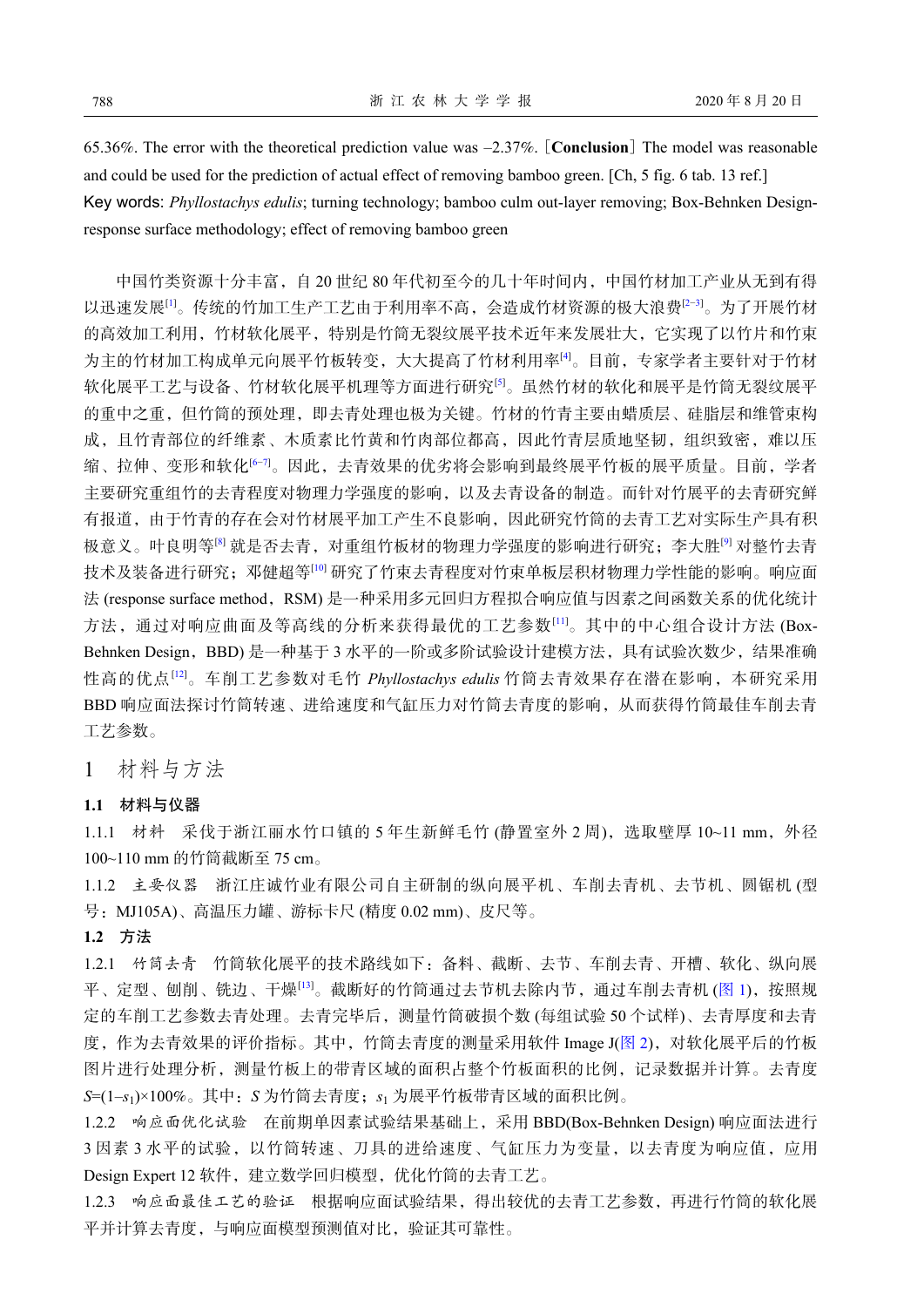65.36%. The error with the theoretical prediction value was –2.37%. [**Conclusion**] The model was reasonable and could be used for the prediction of actual effect of removing bamboo green. [Ch, 5 fig. 6 tab. 13 ref.]

Key words: *Phyllostachys edulis*; turning technology; bamboo culm out-layer removing; Box-Behnken Design-response surface methodology; effect of removing bamboo green

中国竹类资源十分丰富，自 20 世纪 80 年代初至今的几十年时间内，中国竹材加工产业从无到有得以迅速发展[1]。传统的竹加工生产工艺由于利用率不高，会造成竹材资源的极大浪费[2−3]。为了开展竹材的高效加工利用，竹材软化展平，特别是竹筒无裂纹展平技术近年来发展壮大，它实现了以竹片和竹束为主的竹材加工构成单元向展平竹板转变，大大提高了竹材利用率[4]。目前，专家学者主要针对于竹材软化展平工艺与设备、竹材软化展平机理等方面进行研究[5]。虽然竹材的软化和展平是竹筒无裂纹展平的重中之重，但竹筒的预处理，即去青处理也极为关键。竹材的竹青主要由蜡质层、硅脂层和维管束构成，且竹青部位的纤维素、木质素比竹黄和竹肉部位都高，因此竹青层质地坚韧，组织致密，难以压缩、拉伸、变形和软化[6−7]。因此，去青效果的优劣将会影响到最终展平竹板的展平质量。目前，学者主要研究重组竹的去青程度对物理力学强度的影响，以及去青设备的制造。而针对竹展平的去青研究鲜有报道，由于竹青的存在会对竹材展平加工产生不良影响，因此研究竹筒的去青工艺对实际生产具有积极意义。叶良明等[8] 就是否去青，对重组竹板材的物理力学强度的影响进行研究；李大胜[9] 对整竹去青技术及装备进行研究；邓健超等[10] 研究了竹束去青程度对竹束单板层积材物理力学性能的影响。响应面法 (response surface method，RSM) 是一种采用多元回归方程拟合响应值与因素之间函数关系的优化统计方法，通过对响应曲面及等高线的分析来获得最优的工艺参数[11]。其中的中心组合设计方法 (Box-Behnken Design，BBD) 是一种基于 3 水平的一阶或多阶试验设计建模方法，具有试验次数少，结果准确性高的优点[12]。车削工艺参数对毛竹 *Phyllostachys edulis* 竹筒去青效果存在潜在影响，本研究采用 BBD 响应面法探讨竹筒转速、进给速度和气缸压力对竹筒去青度的影响，从而获得竹筒最佳车削去青工艺参数。

## 1 材料与方法

### 1.1 材料与仪器

1.1.1 材料　采伐于浙江丽水竹口镇的 5 年生新鲜毛竹 (静置室外 2 周)，选取壁厚 10~11 mm，外径 100~110 mm 的竹筒截断至 75 cm。

1.1.2 主要仪器　浙江庄诚竹业有限公司自主研制的纵向展平机、车削去青机、去节机、圆锯机 (型号：MJ105A)、高温压力罐、游标卡尺 (精度 0.02 mm)、皮尺等。

### 1.2 方法

1.2.1 竹筒去青　竹筒软化展平的技术路线如下：备料、截断、去节、车削去青、开槽、软化、纵向展平、定型、刨削、铣边、干燥[13]。截断好的竹筒通过去节机去除内节，通过车削去青机 (图 1)，按照规定的车削工艺参数去青处理。去青完毕后，测量竹筒破损个数 (每组试验 50 个试样)、去青厚度和去青度，作为去青效果的评价指标。其中，竹筒去青度的测量采用软件 Image J(图 2)，对软化展平后的竹板图片进行处理分析，测量竹板上的带青区域的面积占整个竹板面积的比例，记录数据并计算。去青度 $S=(1-s_1)\times100\%$。其中：$S$ 为竹筒去青度；$s_1$ 为展平竹板带青区域的面积比例。

1.2.2 响应面优化试验　在前期单因素试验结果基础上，采用 BBD(Box-Behnken Design) 响应面法进行 3 因素 3 水平的试验，以竹筒转速、刀具的进给速度、气缸压力为变量，以去青度为响应值，应用 Design Expert 12 软件，建立数学回归模型，优化竹筒的去青工艺。

1.2.3 响应面最佳工艺的验证　根据响应面试验结果，得出较优的去青工艺参数，再进行竹筒的软化展平并计算去青度，与响应面模型预测值对比，验证其可靠性。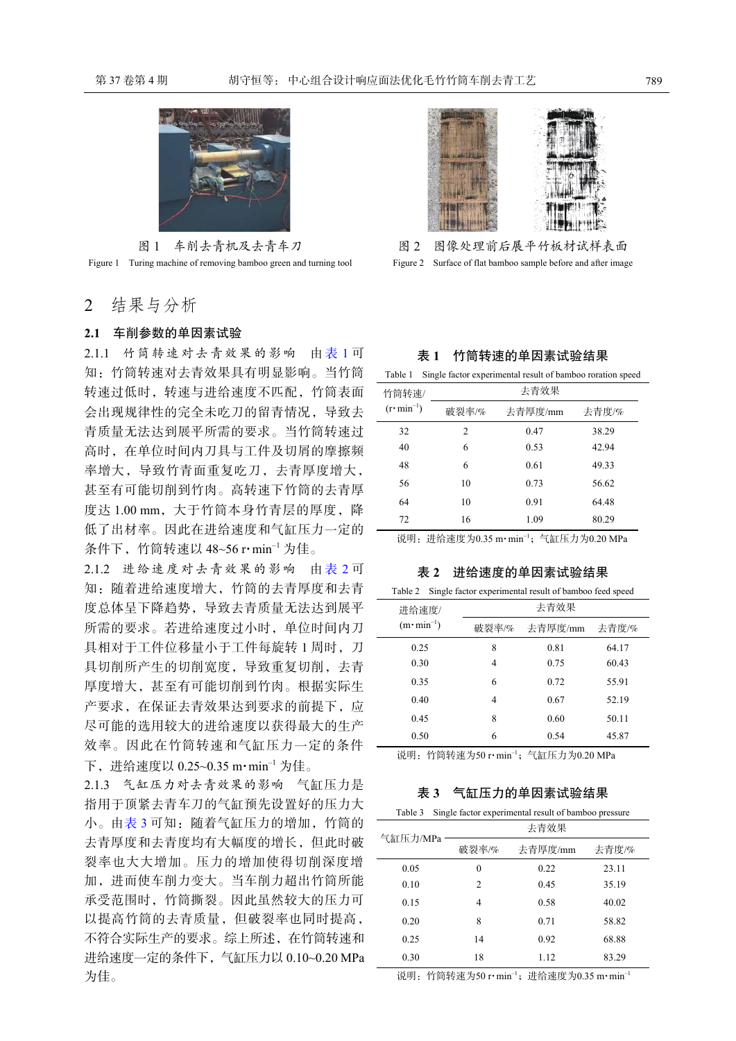图 1　车削去青机及去青车刀

Figure 1　Turing machine of removing bamboo green and turning tool

图 2　图像处理前后展平竹板材试样表面

Figure 2　Surface of flat bamboo sample before and after image

## 2　结果与分析

### 2.1　车削参数的单因素试验

2.1.1　竹筒转速对去青效果的影响　由表 1 可知：竹筒转速对去青效果具有明显影响。当竹筒转速过低时，转速与进给速度不匹配，竹筒表面会出现规律性的完全未吃刀的留青情况，导致去青质量无法达到展平所需的要求。当竹筒转速过高时，在单位时间内刀具与工件及切屑的摩擦频率增大，导致竹青面重复吃刀，去青厚度增大，甚至有可能切削到竹肉。高转速下竹筒的去青厚度达 1.00 mm，大于竹筒本身竹青层的厚度，降低了出材率。因此在进给速度和气缸压力一定的条件下，竹筒转速以 48~56 r·min$^{-1}$ 为佳。

2.1.2　进给速度对去青效果的影响　由表 2 可知：随着进给速度增大，竹筒的去青厚度和去青度总体呈下降趋势，导致去青质量无法达到展平所需的要求。若进给速度过小时，单位时间内刀具相对于工件位移量小于工件每旋转 1 周时，刀具切削所产生的切削宽度，导致重复切削，去青厚度增大，甚至有可能切削到竹肉。根据实际生产要求，在保证去青效果达到要求的前提下，应尽可能的选用较大的进给速度以获得最大的生产效率。因此在竹筒转速和气缸压力一定的条件下，进给速度以 0.25~0.35 m·min$^{-1}$ 为佳。

2.1.3　气缸压力对去青效果的影响　气缸压力是指用于顶紧去青车刀的气缸预先设置好的压力大小。由表 3 可知：随着气缸压力的增加，竹筒的去青厚度和去青度均有大幅度的增长，但此时破裂率也大大增加。压力的增加使得切削深度增加，进而使车削力变大。当车削力超出竹筒所能承受范围时，竹筒撕裂。因此虽然较大的压力可以提高竹筒的去青质量，但破裂率也同时提高，不符合实际生产的要求。综上所述，在竹筒转速和进给速度一定的条件下，气缸压力以 0.10~0.20 MPa 为佳。

**表 1　竹筒转速的单因素试验结果**

Table 1　Single factor experimental result of bamboo roration speed

| 竹筒转速/(r·min$^{-1}$) | 去青效果 | | |
|---|---|---|---|
| | 破裂率/% | 去青厚度/mm | 去青度/% |
| 32 | 2 | 0.47 | 38.29 |
| 40 | 6 | 0.53 | 42.94 |
| 48 | 6 | 0.61 | 49.33 |
| 56 | 10 | 0.73 | 56.62 |
| 64 | 10 | 0.91 | 64.48 |
| 72 | 16 | 1.09 | 80.29 |

说明：进给速度为0.35 m·min$^{-1}$；气缸压力为0.20 MPa

**表 2　进给速度的单因素试验结果**

Table 2　Single factor experimental result of bamboo feed speed

| 进给速度/(m·min$^{-1}$) | 去青效果 | | |
|---|---|---|---|
| | 破裂率/% | 去青厚度/mm | 去青度/% |
| 0.25 | 8 | 0.81 | 64.17 |
| 0.30 | 4 | 0.75 | 60.43 |
| 0.35 | 6 | 0.72 | 55.91 |
| 0.40 | 4 | 0.67 | 52.19 |
| 0.45 | 8 | 0.60 | 50.11 |
| 0.50 | 6 | 0.54 | 45.87 |

说明：竹筒转速为50 r·min$^{-1}$；气缸压力为0.20 MPa

**表 3　气缸压力的单因素试验结果**

Table 3　Single factor experimental result of bamboo pressure

| 气缸压力/MPa | 去青效果 | | |
|---|---|---|---|
| | 破裂率/% | 去青厚度/mm | 去青度/% |
| 0.05 | 0 | 0.22 | 23.11 |
| 0.10 | 2 | 0.45 | 35.19 |
| 0.15 | 4 | 0.58 | 40.02 |
| 0.20 | 8 | 0.71 | 58.82 |
| 0.25 | 14 | 0.92 | 68.88 |
| 0.30 | 18 | 1.12 | 83.29 |

说明：竹筒转速为50 r·min$^{-1}$；进给速度为0.35 m·min$^{-1}$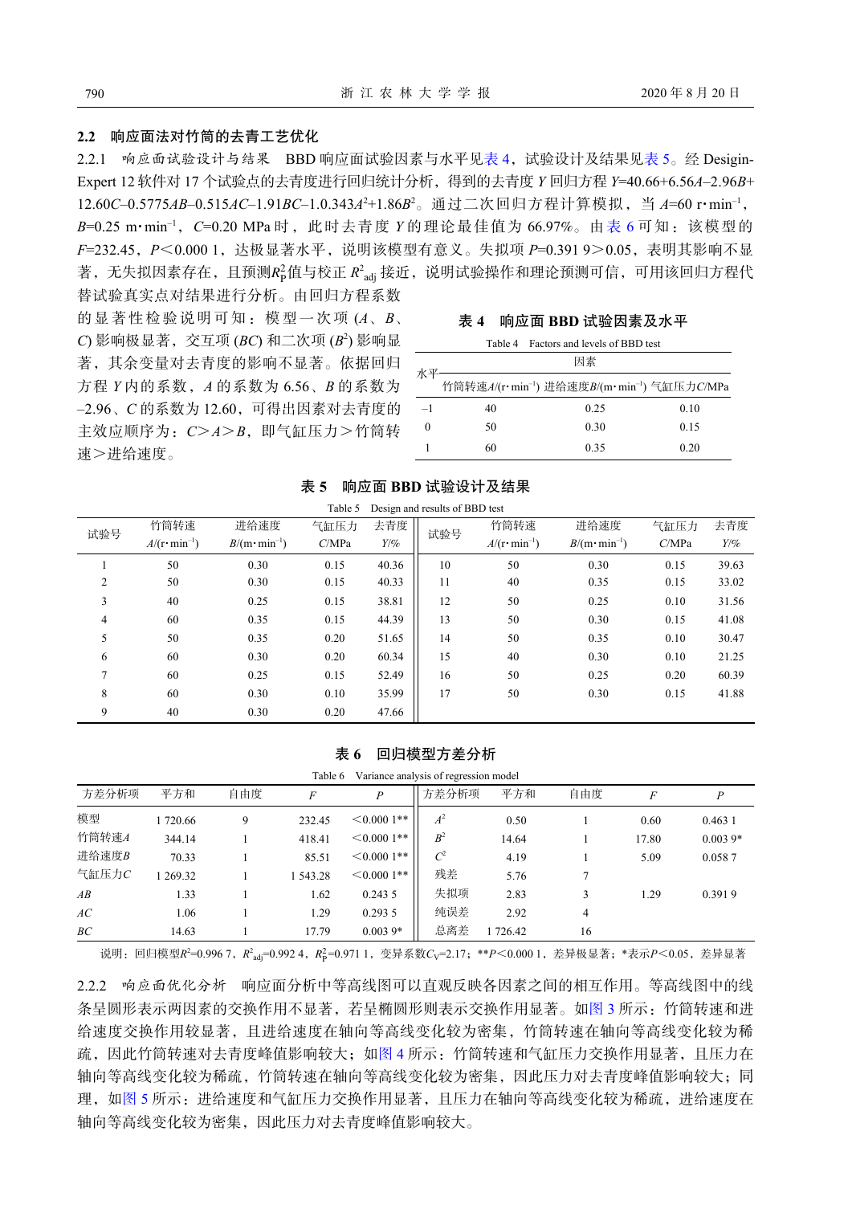### 2.2 响应面法对竹筒的去青工艺优化

2.2.1 响应面试验设计与结果 BBD 响应面试验因素与水平见表 4，试验设计及结果见表 5。经 Design-Expert 12 软件对 17 个试验点的去青度进行回归统计分析，得到的去青度 $Y$ 回归方程 $Y$=40.66+6.56$A$–2.96$B$+12.60$C$–0.5775$AB$–0.515$AC$–1.91$BC$–1.0.343$A^2$+1.86$B^2$。通过二次回归方程计算模拟，当 $A$=60 r·min$^{-1}$，$B$=0.25 m·min$^{-1}$，$C$=0.20 MPa 时，此时去青度 $Y$ 的理论最佳值为 66.97%。由表 6 可知：该模型的 $F$=232.45，$P$<0.000 1，达极显著水平，说明该模型有意义。失拟项 $P$=0.391 9>0.05，表明其影响不显著，无失拟因素存在，且预测$R_{\mathrm{P}}^2$值与校正 $R^2_{\mathrm{adj}}$ 接近，说明试验操作和理论预测可信，可用该回归方程代替试验真实点对结果进行分析。由回归方程系数的显著性检验说明可知：模型一次项 ($A$、$B$、$C$) 影响极显著，交互项 ($BC$) 和二次项 ($B^2$) 影响显著，其余变量对去青度的影响不显著。依据回归方程 $Y$ 内的系数，$A$ 的系数为 6.56、$B$ 的系数为 –2.96、$C$ 的系数为 12.60，可得出因素对去青度的主效应顺序为：$C$>$A$>$B$，即气缸压力>竹筒转速>进给速度。

**表 4 响应面 BBD 试验因素及水平**

Table 4 Factors and levels of BBD test

| 水平 | 因素 | | |
|---|---|---|---|
| | 竹筒转速$A$/(r·min$^{-1}$) | 进给速度$B$/(m·min$^{-1}$) | 气缸压力$C$/MPa |
| –1 | 40 | 0.25 | 0.10 |
| 0 | 50 | 0.30 | 0.15 |
| 1 | 60 | 0.35 | 0.20 |

**表 5 响应面 BBD 试验设计及结果**

Table 5 Design and results of BBD test

| 试验号 | 竹筒转速 $A$/(r·min$^{-1}$) | 进给速度 $B$/(m·min$^{-1}$) | 气缸压力 $C$/MPa | 去青度 $Y$/% | 试验号 | 竹筒转速 $A$/(r·min$^{-1}$) | 进给速度 $B$/(m·min$^{-1}$) | 气缸压力 $C$/MPa | 去青度 $Y$/% |
|---|---|---|---|---|---|---|---|---|---|
| 1 | 50 | 0.30 | 0.15 | 40.36 | 10 | 50 | 0.30 | 0.15 | 39.63 |
| 2 | 50 | 0.30 | 0.15 | 40.33 | 11 | 40 | 0.35 | 0.15 | 33.02 |
| 3 | 40 | 0.25 | 0.15 | 38.81 | 12 | 50 | 0.25 | 0.10 | 31.56 |
| 4 | 60 | 0.35 | 0.15 | 44.39 | 13 | 50 | 0.30 | 0.15 | 41.08 |
| 5 | 50 | 0.35 | 0.20 | 51.65 | 14 | 50 | 0.35 | 0.10 | 30.47 |
| 6 | 60 | 0.30 | 0.20 | 60.34 | 15 | 40 | 0.30 | 0.10 | 21.25 |
| 7 | 60 | 0.25 | 0.15 | 52.49 | 16 | 50 | 0.25 | 0.20 | 60.39 |
| 8 | 60 | 0.30 | 0.10 | 35.99 | 17 | 50 | 0.30 | 0.15 | 41.88 |
| 9 | 40 | 0.30 | 0.20 | 47.66 | | | | | |

**表 6 回归模型方差分析**

Table 6 Variance analysis of regression model

| 方差分析项 | 平方和 | 自由度 | $F$ | $P$ | 方差分析项 | 平方和 | 自由度 | $F$ | $P$ |
|---|---|---|---|---|---|---|---|---|---|
| 模型 | 1 720.66 | 9 | 232.45 | <0.000 1** | $A^2$ | 0.50 | 1 | 0.60 | 0.463 1 |
| 竹筒转速$A$ | 344.14 | 1 | 418.41 | <0.000 1** | $B^2$ | 14.64 | 1 | 17.80 | 0.003 9* |
| 进给速度$B$ | 70.33 | 1 | 85.51 | <0.000 1** | $C^2$ | 4.19 | 1 | 5.09 | 0.058 7 |
| 气缸压力$C$ | 1 269.32 | 1 | 1 543.28 | <0.000 1** | 残差 | 5.76 | 7 | | |
| $AB$ | 1.33 | 1 | 1.62 | 0.243 5 | 失拟项 | 2.83 | 3 | 1.29 | 0.391 9 |
| $AC$ | 1.06 | 1 | 1.29 | 0.293 5 | 纯误差 | 2.92 | 4 | | |
| $BC$ | 14.63 | 1 | 17.79 | 0.003 9* | 总离差 | 1 726.42 | 16 | | |

说明：回归模型$R^2$=0.996 7，$R^2_{\mathrm{adj}}$=0.992 4，$R_{\mathrm{P}}^2$=0.971 1，变异系数$C_{\mathrm{V}}$=2.17；**$P$<0.000 1，差异极显著；*表示$P$<0.05，差异显著

2.2.2 响应面优化分析 响应面分析中等高线图可以直观反映各因素之间的相互作用。等高线图中的线条呈圆形表示两因素的交换作用不显著，若呈椭圆形则表示交换作用显著。如图 3 所示：竹筒转速和进给速度交换作用较显著，且进给速度在轴向等高线变化较为密集，竹筒转速在轴向等高线变化较为稀疏，因此竹筒转速对去青度峰值影响较大；如图 4 所示：竹筒转速和气缸压力交换作用显著，且压力在轴向等高线变化较为稀疏，竹筒转速在轴向等高线变化较为密集，因此压力对去青度峰值影响较大；同理，如图 5 所示：进给速度和气缸压力交换作用显著，且压力在轴向等高线变化较为稀疏，进给速度在轴向等高线变化较为密集，因此压力对去青度峰值影响较大。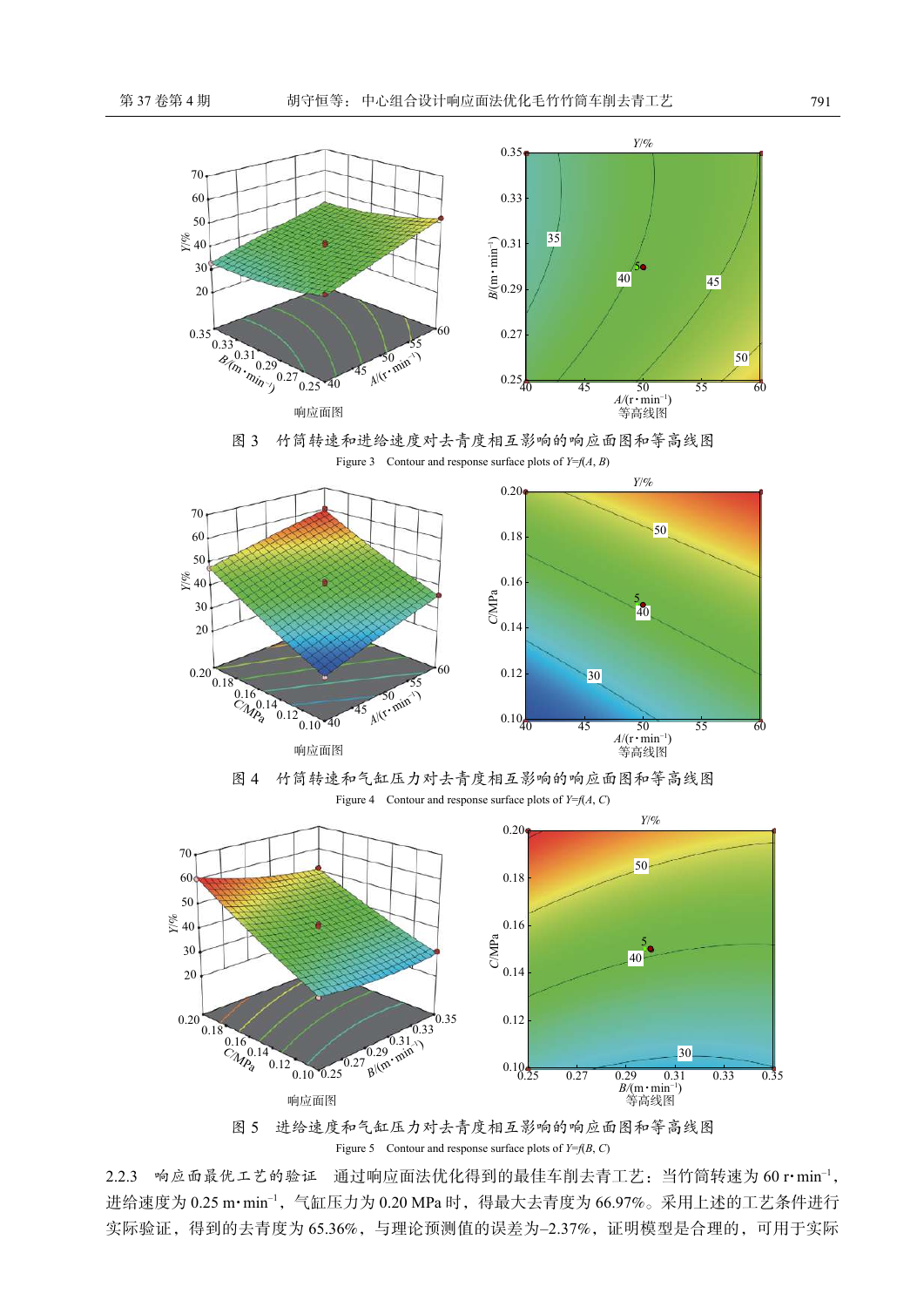图 3　竹筒转速和进给速度对去青度相互影响的响应面图和等高线图

Figure 3　Contour and response surface plots of $Y=f(A, B)$

图 4　竹筒转速和气缸压力对去青度相互影响的响应面图和等高线图

Figure 4　Contour and response surface plots of $Y=f(A, C)$

图 5　进给速度和气缸压力对去青度相互影响的响应面图和等高线图

Figure 5　Contour and response surface plots of $Y=f(B, C)$

2.2.3　响应面最优工艺的验证　通过响应面法优化得到的最佳车削去青工艺：当竹筒转速为 60 r·min$^{-1}$，进给速度为 0.25 m·min$^{-1}$，气缸压力为 0.20 MPa 时，得最大去青度为 66.97%。采用上述的工艺条件进行实际验证，得到的去青度为 65.36%，与理论预测值的误差为–2.37%，证明模型是合理的，可用于实际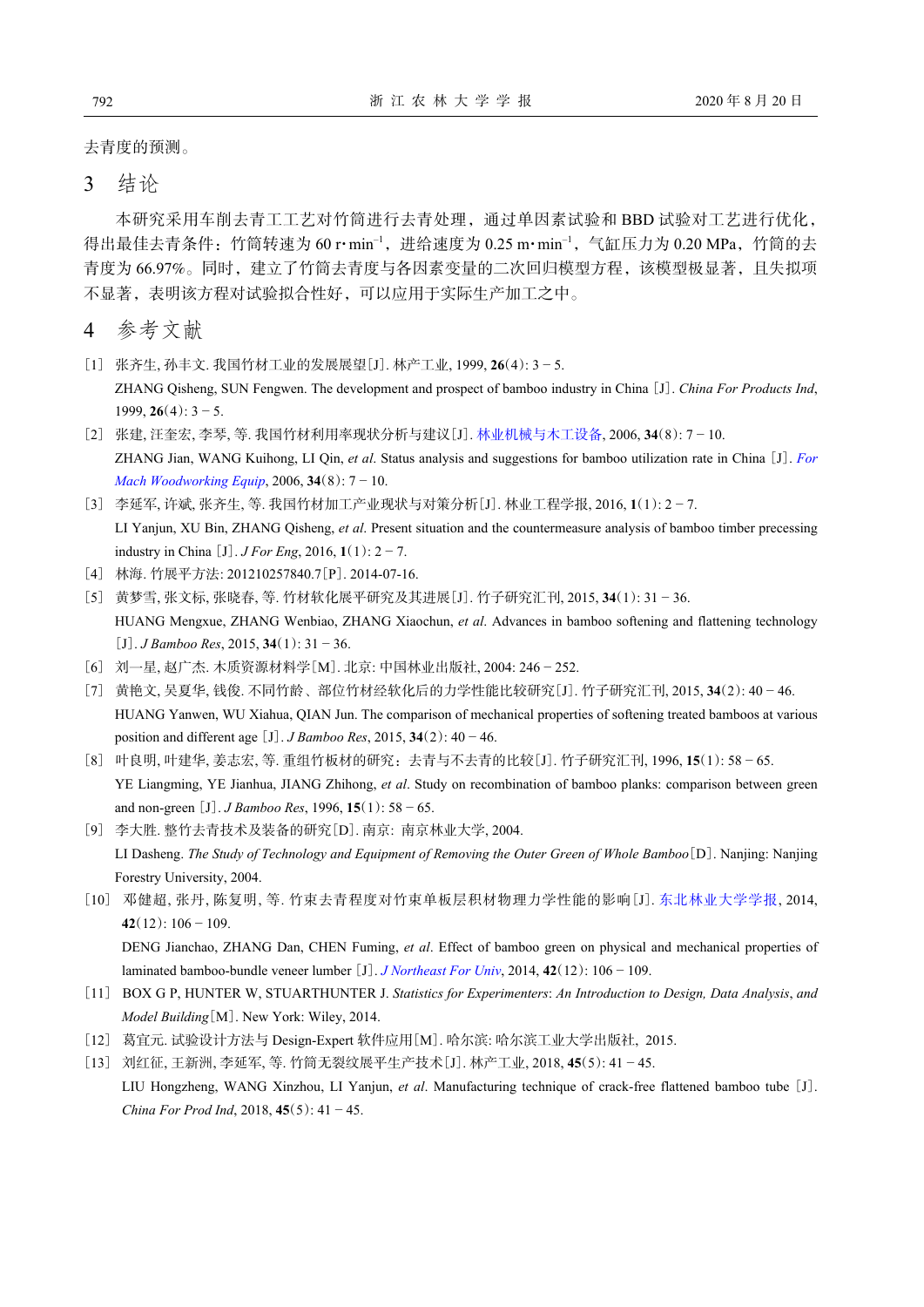去青度的预测。

## 3 结论

本研究采用车削去青工工艺对竹筒进行去青处理，通过单因素试验和 BBD 试验对工艺进行优化，得出最佳去青条件：竹筒转速为 60 r·min$^{-1}$，进给速度为 0.25 m·min$^{-1}$，气缸压力为 0.20 MPa，竹筒的去青度为 66.97%。同时，建立了竹筒去青度与各因素变量的二次回归模型方程，该模型极显著，且失拟项不显著，表明该方程对试验拟合性好，可以应用于实际生产加工之中。

## 4 参考文献

[1] 张齐生, 孙丰文. 我国竹材工业的发展展望[J]. 林产工业, 1999, **26**(4): 3 − 5.
ZHANG Qisheng, SUN Fengwen. The development and prospect of bamboo industry in China [J]. *China For Products Ind*, 1999, **26**(4): 3 − 5.

[2] 张建, 汪奎宏, 李琴, 等. 我国竹材利用率现状分析与建议[J]. 林业机械与木工设备, 2006, **34**(8): 7 − 10.
ZHANG Jian, WANG Kuihong, LI Qin, *et al*. Status analysis and suggestions for bamboo utilization rate in China [J]. *For Mach Woodworking Equip*, 2006, **34**(8): 7 − 10.

[3] 李延军, 许斌, 张齐生, 等. 我国竹材加工产业现状与对策分析[J]. 林业工程学报, 2016, **1**(1): 2 − 7.
LI Yanjun, XU Bin, ZHANG Qisheng, *et al*. Present situation and the countermeasure analysis of bamboo timber precessing industry in China [J]. *J For Eng*, 2016, **1**(1): 2 − 7.

[4] 林海. 竹展平方法: 201210257840.7[P]. 2014-07-16.

[5] 黄梦雪, 张文标, 张晓春, 等. 竹材软化展平研究及其进展[J]. 竹子研究汇刊, 2015, **34**(1): 31 − 36.
HUANG Mengxue, ZHANG Wenbiao, ZHANG Xiaochun, *et al*. Advances in bamboo softening and flattening technology [J]. *J Bamboo Res*, 2015, **34**(1): 31 − 36.

[6] 刘一星, 赵广杰. 木质资源材料学[M]. 北京: 中国林业出版社, 2004: 246 − 252.

[7] 黄艳文, 吴夏华, 钱俊. 不同竹龄、部位竹材经软化后的力学性能比较研究[J]. 竹子研究汇刊, 2015, **34**(2): 40 − 46.
HUANG Yanwen, WU Xiahua, QIAN Jun. The comparison of mechanical properties of softening treated bamboos at various position and different age [J]. *J Bamboo Res*, 2015, **34**(2): 40 − 46.

[8] 叶良明, 叶建华, 姜志宏, 等. 重组竹板材的研究：去青与不去青的比较[J]. 竹子研究汇刊, 1996, **15**(1): 58 − 65.
YE Liangming, YE Jianhua, JIANG Zhihong, *et al*. Study on recombination of bamboo planks: comparison between green and non-green [J]. *J Bamboo Res*, 1996, **15**(1): 58 − 65.

[9] 李大胜. 整竹去青技术及装备的研究[D]. 南京: 南京林业大学, 2004.
LI Dasheng. *The Study of Technology and Equipment of Removing the Outer Green of Whole Bamboo*[D]. Nanjing: Nanjing Forestry University, 2004.

[10] 邓健超, 张丹, 陈复明, 等. 竹束去青程度对竹束单板层积材物理力学性能的影响[J]. 东北林业大学学报, 2014, **42**(12): 106 − 109.
DENG Jianchao, ZHANG Dan, CHEN Fuming, *et al*. Effect of bamboo green on physical and mechanical properties of laminated bamboo-bundle veneer lumber [J]. *J Northeast For Univ*, 2014, **42**(12): 106 − 109.

[11] BOX G P, HUNTER W, STUARTHUNTER J. *Statistics for Experimenters*: *An Introduction to Design, Data Analysis*, *and Model Building*[M]. New York: Wiley, 2014.

[12] 葛宜元. 试验设计方法与 Design-Expert 软件应用[M]. 哈尔滨: 哈尔滨工业大学出版社, 2015.

[13] 刘红征, 王新洲, 李延军, 等. 竹筒无裂纹展平生产技术[J]. 林产工业, 2018, **45**(5): 41 − 45.
LIU Hongzheng, WANG Xinzhou, LI Yanjun, *et al*. Manufacturing technique of crack-free flattened bamboo tube [J]. *China For Prod Ind*, 2018, **45**(5): 41 − 45.